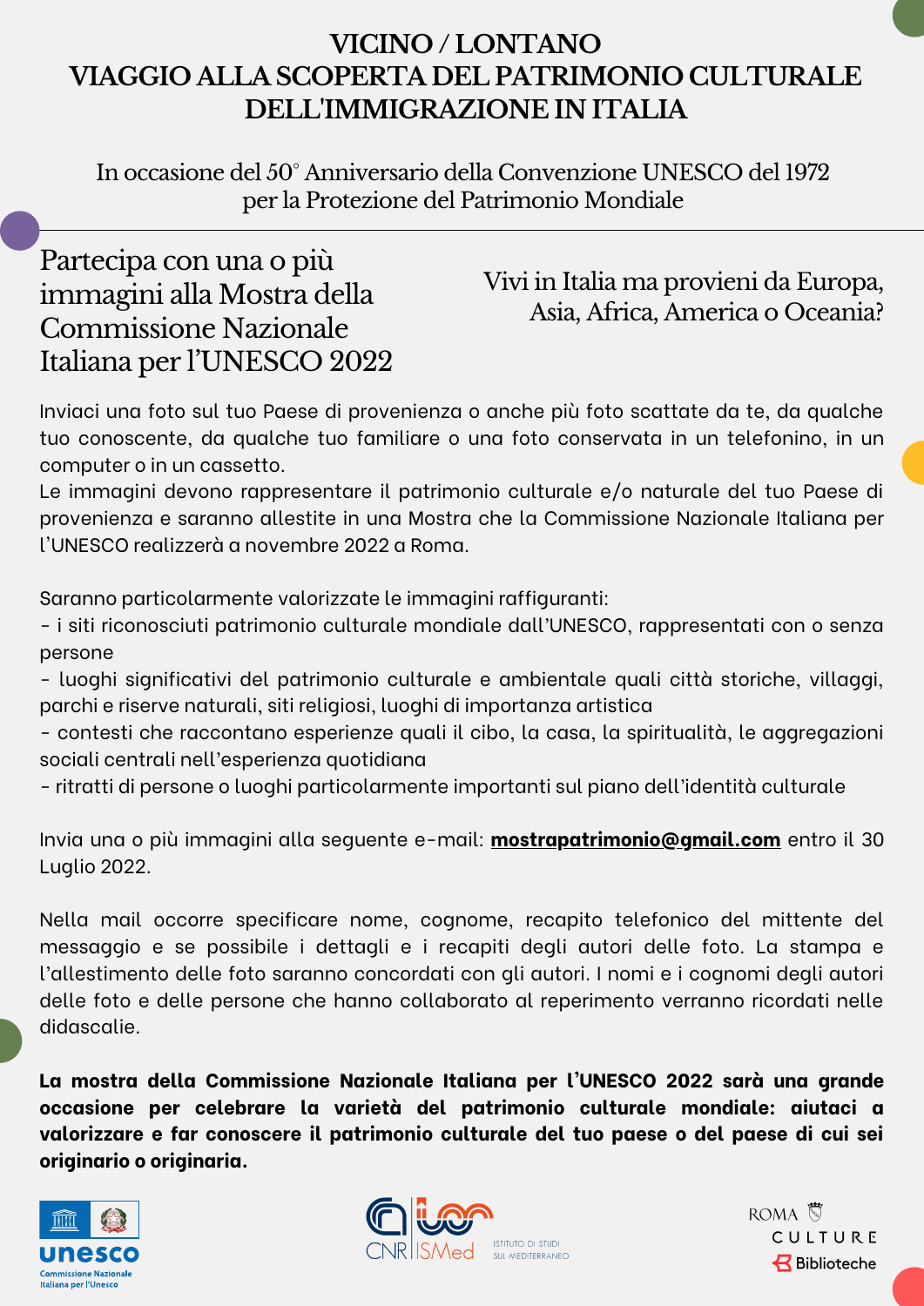# VICINO / LONTANO
# VIAGGIO ALLA SCOPERTA DEL PATRIMONIO CULTURALE DELL'IMMIGRAZIONE IN ITALIA

In occasione del 50° Anniversario della Convenzione UNESCO del 1972 per la Protezione del Patrimonio Mondiale

## Partecipa con una o più immagini alla Mostra della Commissione Nazionale Italiana per l'UNESCO 2022

Vivi in Italia ma provieni da Europa, Asia, Africa, America o Oceania?

Inviaci una foto sul tuo Paese di provenienza o anche più foto scattate da te, da qualche tuo conoscente, da qualche tuo familiare o una foto conservata in un telefonino, in un computer o in un cassetto.
Le immagini devono rappresentare il patrimonio culturale e/o naturale del tuo Paese di provenienza e saranno allestite in una Mostra che la Commissione Nazionale Italiana per l'UNESCO realizzerà a novembre 2022 a Roma.

Saranno particolarmente valorizzate le immagini raffiguranti:
- i siti riconosciuti patrimonio culturale mondiale dall'UNESCO, rappresentati con o senza persone
- luoghi significativi del patrimonio culturale e ambientale quali città storiche, villaggi, parchi e riserve naturali, siti religiosi, luoghi di importanza artistica
- contesti che raccontano esperienze quali il cibo, la casa, la spiritualità, le aggregazioni sociali centrali nell'esperienza quotidiana
- ritratti di persone o luoghi particolarmente importanti sul piano dell'identità culturale

Invia una o più immagini alla seguente e-mail: **mostrapatrimonio@gmail.com** entro il 30 Luglio 2022.

Nella mail occorre specificare nome, cognome, recapito telefonico del mittente del messaggio e se possibile i dettagli e i recapiti degli autori delle foto. La stampa e l'allestimento delle foto saranno concordati con gli autori. I nomi e i cognomi degli autori delle foto e delle persone che hanno collaborato al reperimento verranno ricordati nelle didascalie.

**La mostra della Commissione Nazionale Italiana per l'UNESCO 2022 sarà una grande occasione per celebrare la varietà del patrimonio culturale mondiale: aiutaci a valorizzare e far conoscere il patrimonio culturale del tuo paese o del paese di cui sei originario o originaria.**

unesco Commissione Nazionale Italiana per l'Unesco

CNR | ISMed Istituto di Studi sul Mediterraneo

Roma Culture Biblioteche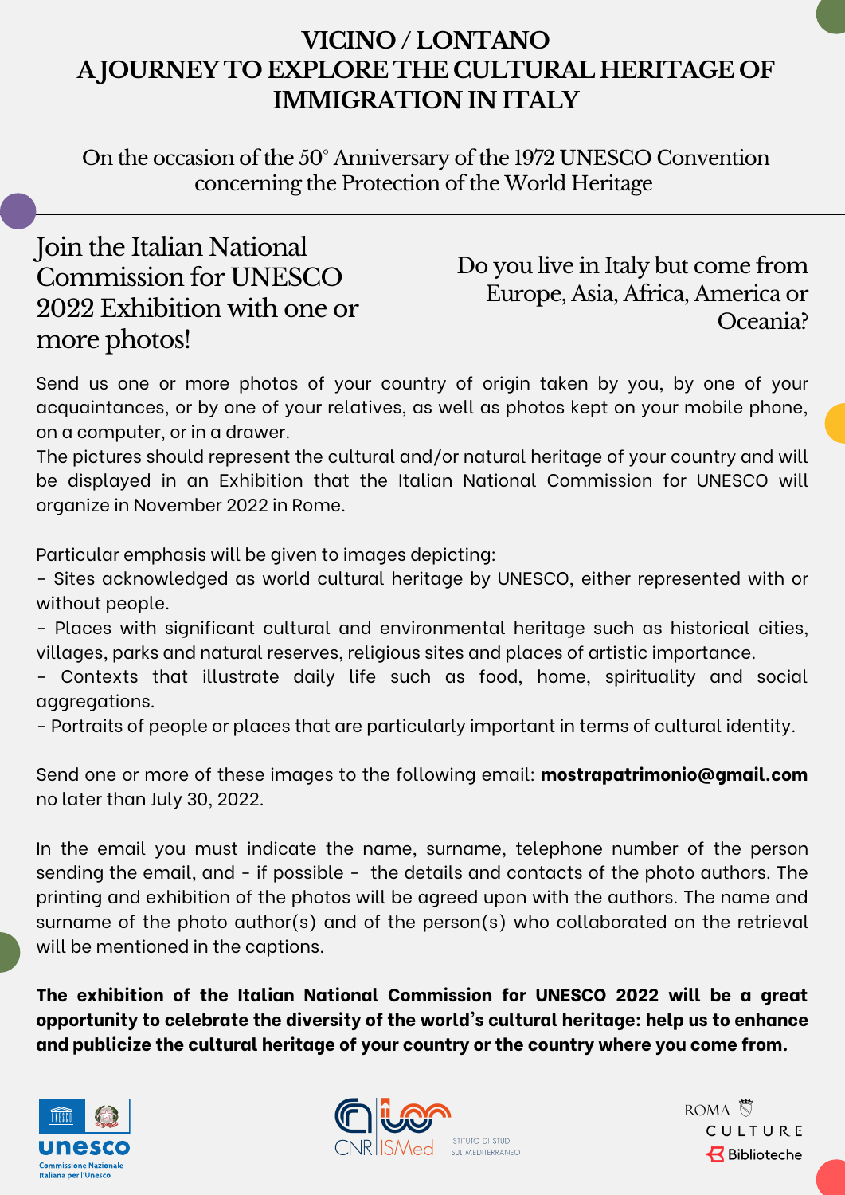# VICINO / LONTANO
# A JOURNEY TO EXPLORE THE CULTURAL HERITAGE OF IMMIGRATION IN ITALY

On the occasion of the 50° Anniversary of the 1972 UNESCO Convention concerning the Protection of the World Heritage

## Join the Italian National Commission for UNESCO 2022 Exhibition with one or more photos!

## Do you live in Italy but come from Europe, Asia, Africa, America or Oceania?

Send us one or more photos of your country of origin taken by you, by one of your acquaintances, or by one of your relatives, as well as photos kept on your mobile phone, on a computer, or in a drawer.
The pictures should represent the cultural and/or natural heritage of your country and will be displayed in an Exhibition that the Italian National Commission for UNESCO will organize in November 2022 in Rome.

Particular emphasis will be given to images depicting:
- Sites acknowledged as world cultural heritage by UNESCO, either represented with or without people.
- Places with significant cultural and environmental heritage such as historical cities, villages, parks and natural reserves, religious sites and places of artistic importance.
- Contexts that illustrate daily life such as food, home, spirituality and social aggregations.
- Portraits of people or places that are particularly important in terms of cultural identity.

Send one or more of these images to the following email: **mostrapatrimonio@gmail.com** no later than July 30, 2022.

In the email you must indicate the name, surname, telephone number of the person sending the email, and - if possible - the details and contacts of the photo authors. The printing and exhibition of the photos will be agreed upon with the authors. The name and surname of the photo author(s) and of the person(s) who collaborated on the retrieval will be mentioned in the captions.

**The exhibition of the Italian National Commission for UNESCO 2022 will be a great opportunity to celebrate the diversity of the world's cultural heritage: help us to enhance and publicize the cultural heritage of your country or the country where you come from.**

unesco Commissione Nazionale Italiana per l'Unesco

CNR ISMed ISTITUTO DI STUDI SUL MEDITERRANEO

ROMA CULTURE Biblioteche